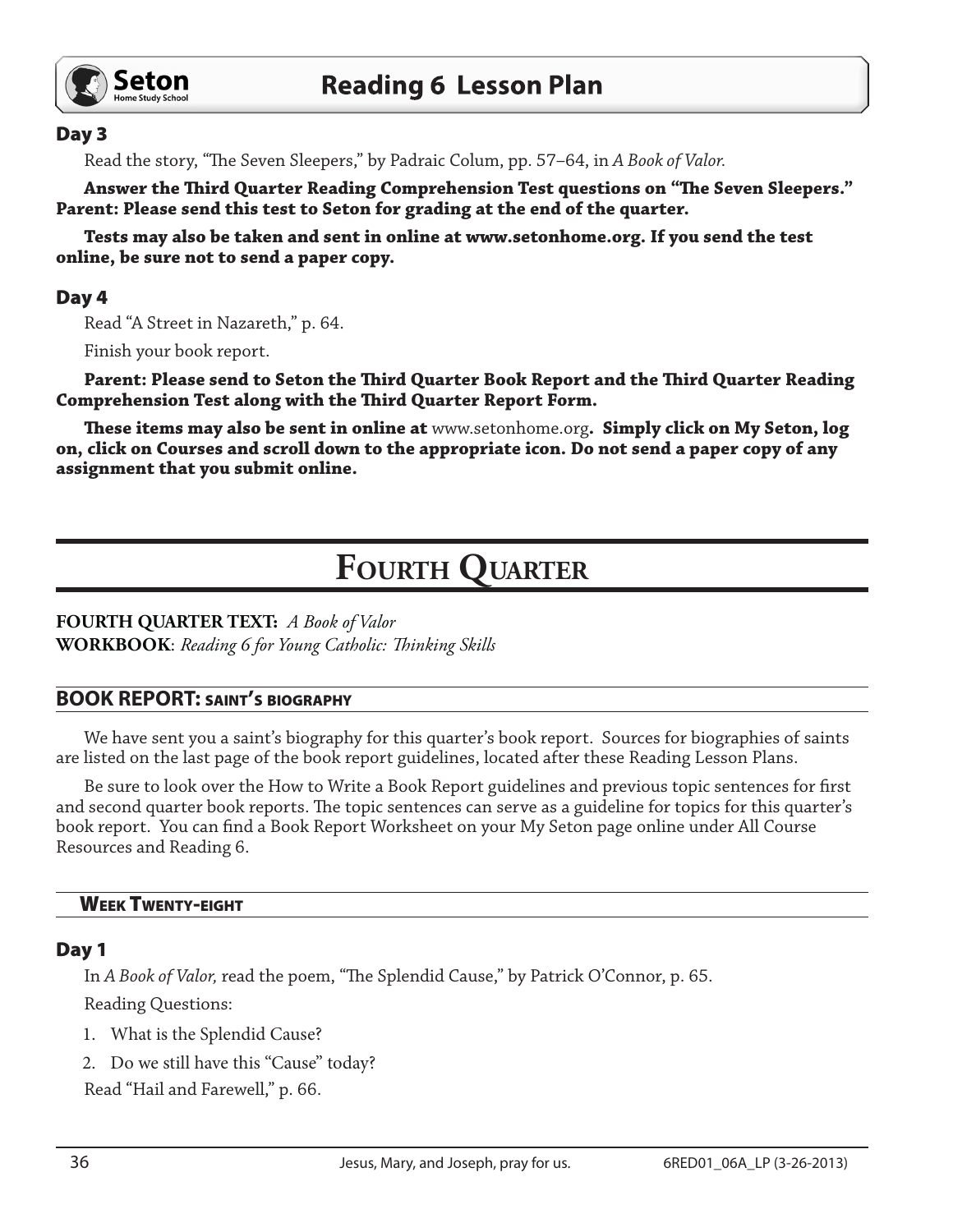### Day 3

Read the story, "The Seven Sleepers," by Padraic Colum, pp. 57–64, in *A Book of Valor.*

**Answer the Third Quarter Reading Comprehension Test questions on "The Seven Sleepers." Parent: Please send this test to Seton for grading at the end of the quarter.**

**Tests may also be taken and sent in online at www.setonhome.org. If you send the test online, be sure not to send a paper copy.**

### Day 4

Read "A Street in Nazareth," p. 64.

Finish your book report.

**Parent: Please send to Seton the Third Quarter Book Report and the Third Quarter Reading Comprehension Test along with the Third Quarter Report Form.**

**These items may also be sent in online at** www.setonhome.org**. Simply click on My Seton, log on, click on Courses and scroll down to the appropriate icon. Do not send a paper copy of any assignment that you submit online.**

# Fourth Quarter

**FOURTH QUARTER TEXT:** *A Book of Valor*
**WORKBOOK**: *Reading 6 for Young Catholic: Thinking Skills*

## BOOK REPORT: saint's biography

We have sent you a saint's biography for this quarter's book report. Sources for biographies of saints are listed on the last page of the book report guidelines, located after these Reading Lesson Plans.

Be sure to look over the How to Write a Book Report guidelines and previous topic sentences for first and second quarter book reports. The topic sentences can serve as a guideline for topics for this quarter's book report. You can find a Book Report Worksheet on your My Seton page online under All Course Resources and Reading 6.

## Week Twenty-eight

### Day 1

In *A Book of Valor,* read the poem, "The Splendid Cause," by Patrick O'Connor, p. 65.

Reading Questions:

1. What is the Splendid Cause?
2. Do we still have this "Cause" today?

Read "Hail and Farewell," p. 66.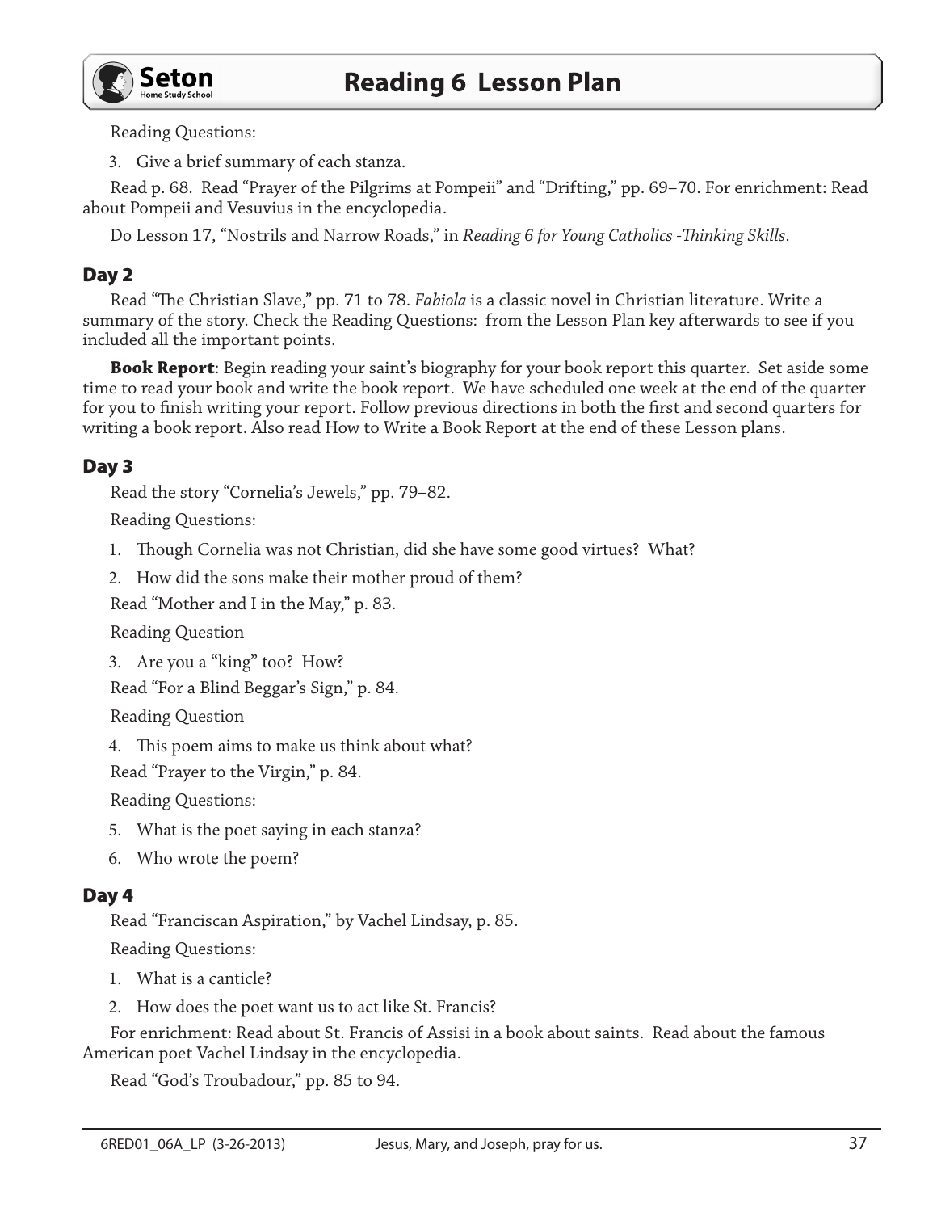Reading Questions:

3. Give a brief summary of each stanza.

Read p. 68. Read "Prayer of the Pilgrims at Pompeii" and "Drifting," pp. 69–70. For enrichment: Read about Pompeii and Vesuvius in the encyclopedia.

Do Lesson 17, "Nostrils and Narrow Roads," in *Reading 6 for Young Catholics -Thinking Skills*.

## Day 2

Read "The Christian Slave," pp. 71 to 78. *Fabiola* is a classic novel in Christian literature. Write a summary of the story. Check the Reading Questions: from the Lesson Plan key afterwards to see if you included all the important points.

**Book Report**: Begin reading your saint's biography for your book report this quarter. Set aside some time to read your book and write the book report. We have scheduled one week at the end of the quarter for you to finish writing your report. Follow previous directions in both the first and second quarters for writing a book report. Also read How to Write a Book Report at the end of these Lesson plans.

## Day 3

Read the story "Cornelia's Jewels," pp. 79–82.

Reading Questions:

1. Though Cornelia was not Christian, did she have some good virtues? What?
2. How did the sons make their mother proud of them?

Read "Mother and I in the May," p. 83.

Reading Question

3. Are you a "king" too? How?

Read "For a Blind Beggar's Sign," p. 84.

Reading Question

4. This poem aims to make us think about what?

Read "Prayer to the Virgin," p. 84.

Reading Questions:

5. What is the poet saying in each stanza?
6. Who wrote the poem?

## Day 4

Read "Franciscan Aspiration," by Vachel Lindsay, p. 85.

Reading Questions:

1. What is a canticle?
2. How does the poet want us to act like St. Francis?

For enrichment: Read about St. Francis of Assisi in a book about saints. Read about the famous American poet Vachel Lindsay in the encyclopedia.

Read "God's Troubadour," pp. 85 to 94.